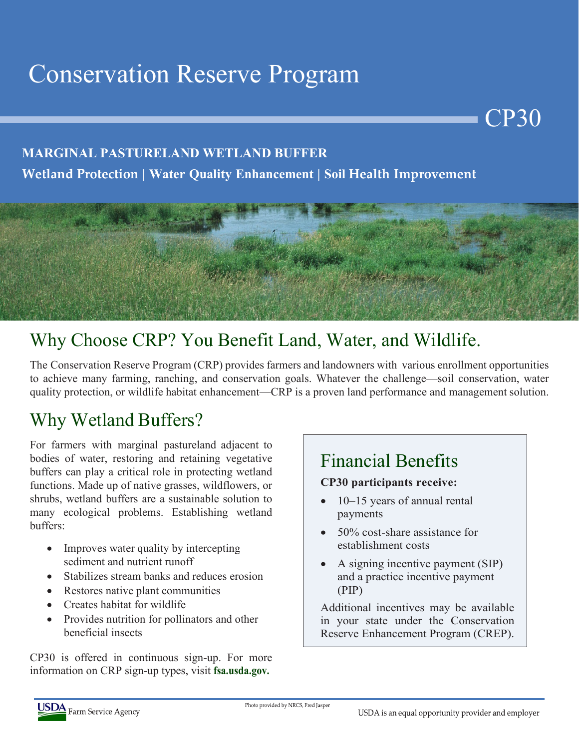# Conservation Reserve Program

CP30

**MARGINAL PASTURELAND WETLAND BUFFER**

**Wetland Protection | Water Quality Enhancement | Soil Health Improvement**

## Why Choose CRP? You Benefit Land, Water, and Wildlife.

The Conservation Reserve Program (CRP) provides farmers and landowners with various enrollment opportunities to achieve many farming, ranching, and conservation goals. Whatever the challenge—soil conservation, water quality protection, or wildlife habitat enhancement—CRP is a proven land performance and management solution.

## Why Wetland Buffers?

For farmers with marginal pastureland adjacent to bodies of water, restoring and retaining vegetative buffers can play a critical role in protecting wetland functions. Made up of native grasses, wildflowers, or shrubs, wetland buffers are a sustainable solution to many ecological problems. Establishing wetland buffers:

- Improves water quality by intercepting sediment and nutrient runoff
- Stabilizes stream banks and reduces erosion
- Restores native plant communities
- Creates habitat for wildlife
- Provides nutrition for pollinators and other beneficial insects

CP30 is offered in continuous sign-up. For more information on CRP sign-up types, visit **fsa.usda.gov.**

## Financial Benefits

**CP30 participants receive:**

- 10–15 years of annual rental payments
- 50% cost-share assistance for establishment costs
- A signing incentive payment (SIP) and a practice incentive payment (PIP)

Additional incentives may be available in your state under the Conservation Reserve Enhancement Program (CREP).

USDA Farm Service Agency

Photo provided by NRCS, Fred Jasper

USDA is an equal opportunity provider and employer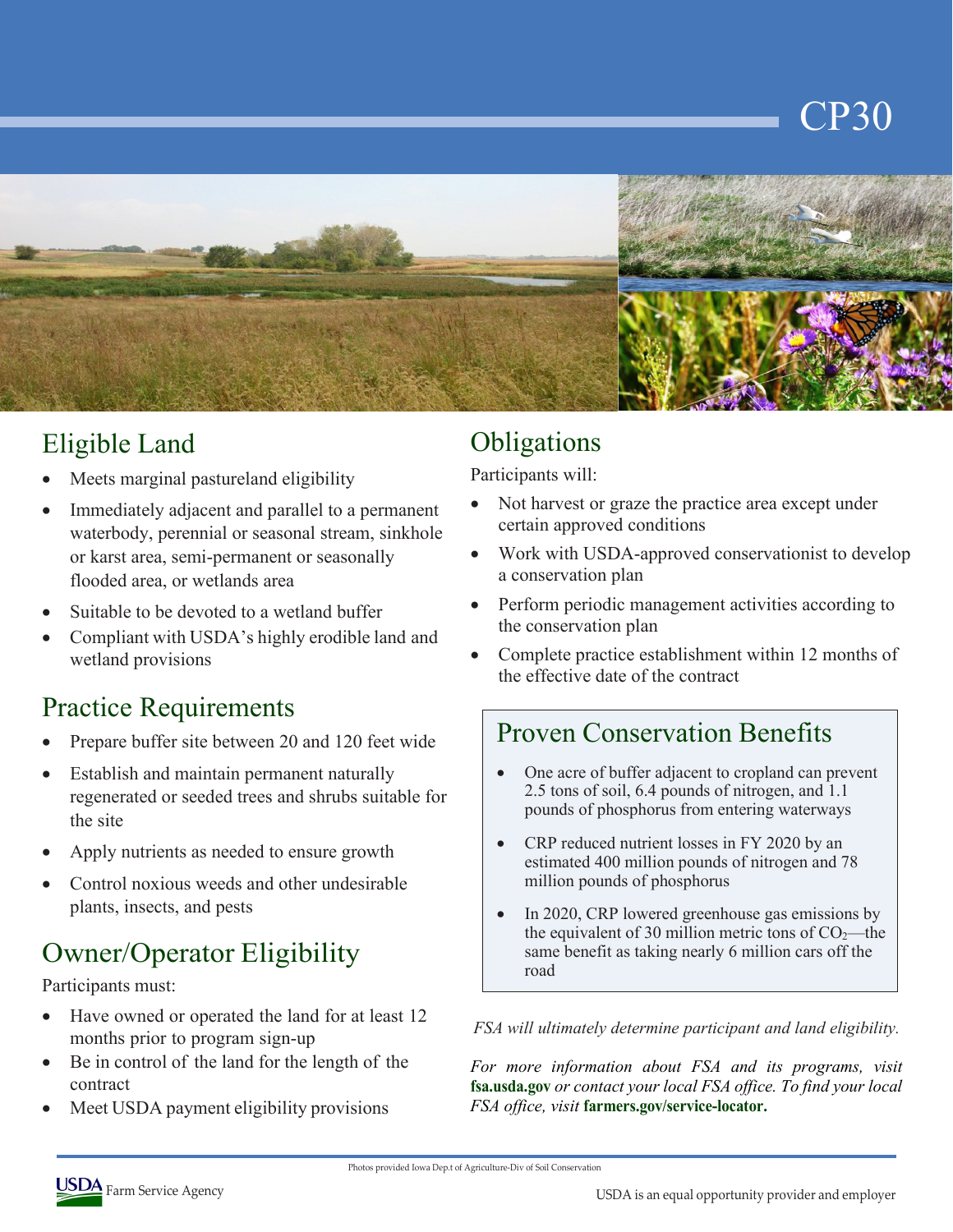# CP30

## Eligible Land

- Meets marginal pastureland eligibility
- Immediately adjacent and parallel to a permanent waterbody, perennial or seasonal stream, sinkhole or karst area, semi-permanent or seasonally flooded area, or wetlands area
- Suitable to be devoted to a wetland buffer
- Compliant with USDA's highly erodible land and wetland provisions

## Practice Requirements

- Prepare buffer site between 20 and 120 feet wide
- Establish and maintain permanent naturally regenerated or seeded trees and shrubs suitable for the site
- Apply nutrients as needed to ensure growth
- Control noxious weeds and other undesirable plants, insects, and pests

## Owner/Operator Eligibility

Participants must:

- Have owned or operated the land for at least 12 months prior to program sign-up
- Be in control of the land for the length of the contract
- Meet USDA payment eligibility provisions

## Obligations

Participants will:

- Not harvest or graze the practice area except under certain approved conditions
- Work with USDA-approved conservationist to develop a conservation plan
- Perform periodic management activities according to the conservation plan
- Complete practice establishment within 12 months of the effective date of the contract

## Proven Conservation Benefits

- One acre of buffer adjacent to cropland can prevent 2.5 tons of soil, 6.4 pounds of nitrogen, and 1.1 pounds of phosphorus from entering waterways
- CRP reduced nutrient losses in FY 2020 by an estimated 400 million pounds of nitrogen and 78 million pounds of phosphorus
- In 2020, CRP lowered greenhouse gas emissions by the equivalent of 30 million metric tons of $CO_2$—the same benefit as taking nearly 6 million cars off the road

*FSA will ultimately determine participant and land eligibility.*

*For more information about FSA and its programs, visit* **fsa.usda.gov** *or contact your local FSA office. To find your local FSA office, visit* **farmers.gov/service-locator.**

Photos provided Iowa Dep.t of Agriculture-Div of Soil Conservation

USDA Farm Service Agency

USDA is an equal opportunity provider and employer